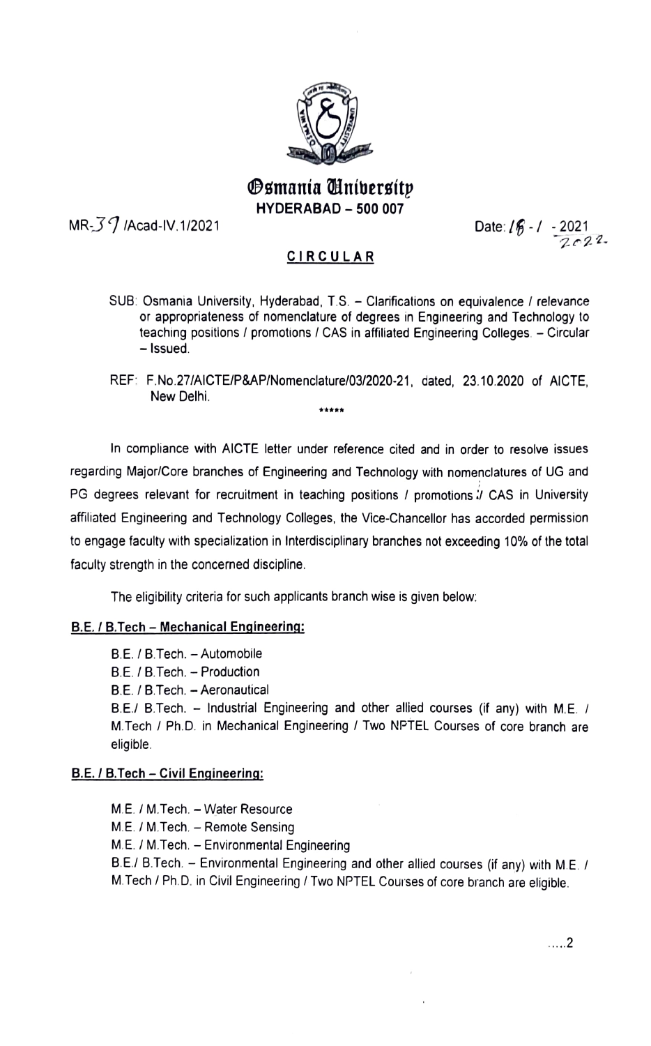# Osmania University

**HYDERABAD – 500 007**

MR-39 /Acad-IV.1/2021 Date: 18 - / - 2021 2022.

## CIRCULAR

SUB: Osmania University, Hyderabad, T.S. – Clarifications on equivalence / relevance or appropriateness of nomenclature of degrees in Engineering and Technology to teaching positions / promotions / CAS in affiliated Engineering Colleges. – Circular – Issued.

REF: F.No.27/AICTE/P&AP/Nomenclature/03/2020-21, dated, 23.10.2020 of AICTE, New Delhi.

*****

In compliance with AICTE letter under reference cited and in order to resolve issues regarding Major/Core branches of Engineering and Technology with nomenclatures of UG and PG degrees relevant for recruitment in teaching positions / promotions / CAS in University affiliated Engineering and Technology Colleges, the Vice-Chancellor has accorded permission to engage faculty with specialization in Interdisciplinary branches not exceeding 10% of the total faculty strength in the concerned discipline.

The eligibility criteria for such applicants branch wise is given below:

**B.E. / B.Tech – Mechanical Engineering:**

B.E. / B.Tech. – Automobile
B.E. / B.Tech. – Production
B.E. / B.Tech. – Aeronautical
B.E./ B.Tech. – Industrial Engineering and other allied courses (if any) with M.E. / M.Tech / Ph.D. in Mechanical Engineering / Two NPTEL Courses of core branch are eligible.

**B.E. / B.Tech – Civil Engineering:**

M.E. / M.Tech. – Water Resource
M.E. / M.Tech. – Remote Sensing
M.E. / M.Tech. – Environmental Engineering
B.E./ B.Tech. – Environmental Engineering and other allied courses (if any) with M.E. / M.Tech / Ph.D. in Civil Engineering / Two NPTEL Courses of core branch are eligible.

.....2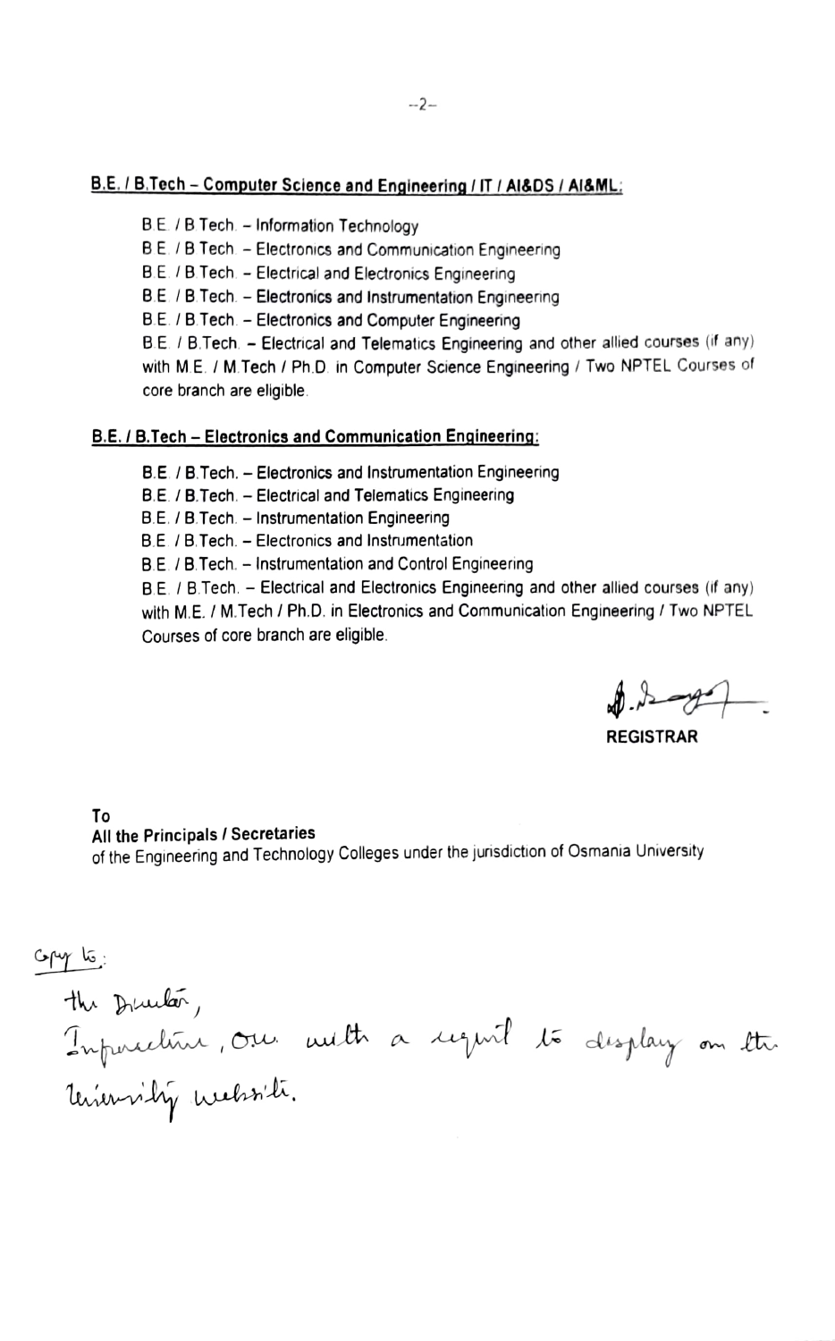**B.E. / B.Tech – Computer Science and Engineering / IT / AI&DS / AI&ML:**

B.E. / B.Tech. – Information Technology
B.E. / B.Tech. – Electronics and Communication Engineering
B.E. / B.Tech. – Electrical and Electronics Engineering
B.E. / B.Tech. – Electronics and Instrumentation Engineering
B.E. / B.Tech. – Electronics and Computer Engineering
B.E. / B.Tech. – Electrical and Telematics Engineering and other allied courses (if any) with M.E. / M.Tech / Ph.D. in Computer Science Engineering / Two NPTEL Courses of core branch are eligible.

**B.E. / B.Tech – Electronics and Communication Engineering:**

B.E. / B.Tech. – Electronics and Instrumentation Engineering
B.E. / B.Tech. – Electrical and Telematics Engineering
B.E. / B.Tech. – Instrumentation Engineering
B.E. / B.Tech. – Electronics and Instrumentation
B.E. / B.Tech. – Instrumentation and Control Engineering
B.E. / B.Tech. – Electrical and Electronics Engineering and other allied courses (if any) with M.E. / M.Tech / Ph.D. in Electronics and Communication Engineering / Two NPTEL Courses of core branch are eligible.

**REGISTRAR**

**To**
**All the Principals / Secretaries**
of the Engineering and Technology Colleges under the jurisdiction of Osmania University

Copy to:
The Director,
Infrastructure, OU with a request to display on the University website.